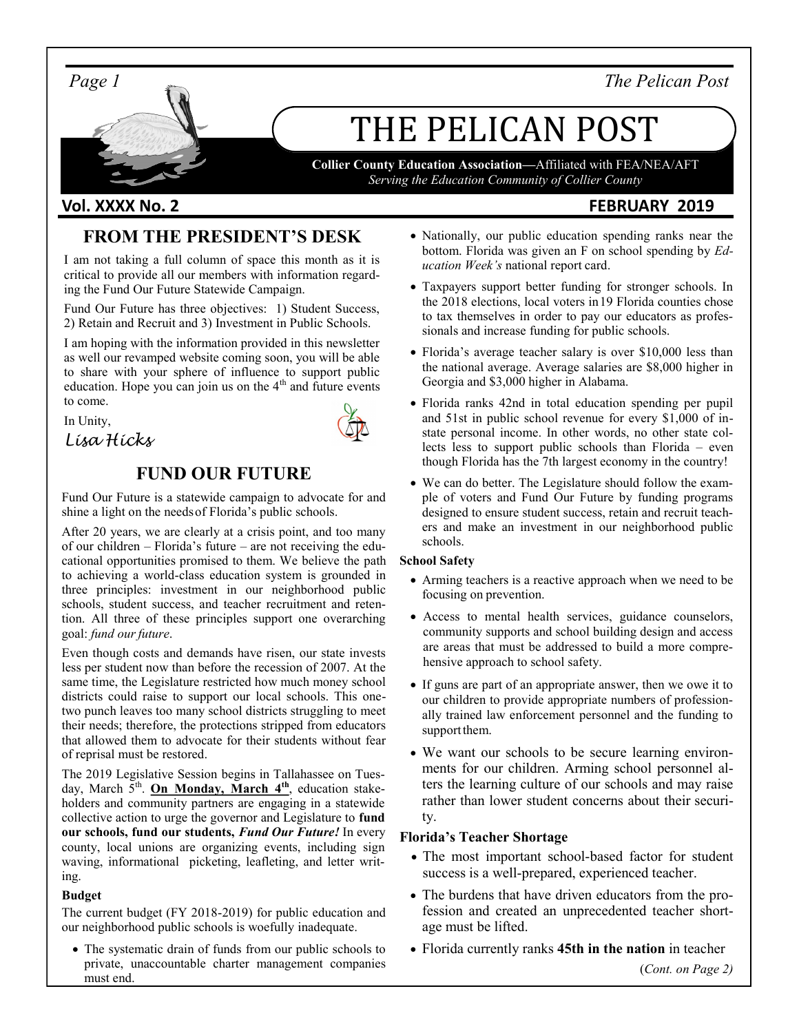# THE PELICAN POST

**Collier County Education Association—**Affiliated with FEA/NEA/AFT
*Serving the Education Community of Collier County*

**Vol. XXXX No. 2** **FEBRUARY 2019**

## FROM THE PRESIDENT'S DESK

I am not taking a full column of space this month as it is critical to provide all our members with information regarding the Fund Our Future Statewide Campaign.

Fund Our Future has three objectives: 1) Student Success, 2) Retain and Recruit and 3) Investment in Public Schools.

I am hoping with the information provided in this newsletter as well our revamped website coming soon, you will be able to share with your sphere of influence to support public education. Hope you can join us on the 4th and future events to come.

In Unity,

*Lisa Hicks*

## FUND OUR FUTURE

Fund Our Future is a statewide campaign to advocate for and shine a light on the needs of Florida's public schools.

After 20 years, we are clearly at a crisis point, and too many of our children – Florida's future – are not receiving the educational opportunities promised to them. We believe the path to achieving a world-class education system is grounded in three principles: investment in our neighborhood public schools, student success, and teacher recruitment and retention. All three of these principles support one overarching goal: *fund our future*.

Even though costs and demands have risen, our state invests less per student now than before the recession of 2007. At the same time, the Legislature restricted how much money school districts could raise to support our local schools. This one-two punch leaves too many school districts struggling to meet their needs; therefore, the protections stripped from educators that allowed them to advocate for their students without fear of reprisal must be restored.

The 2019 Legislative Session begins in Tallahassee on Tuesday, March 5th. **On Monday, March 4th**, education stakeholders and community partners are engaging in a statewide collective action to urge the governor and Legislature to **fund our schools, fund our students, *Fund Our Future!*** In every county, local unions are organizing events, including sign waving, informational picketing, leafleting, and letter writing.

#### Budget

The current budget (FY 2018-2019) for public education and our neighborhood public schools is woefully inadequate.

- The systematic drain of funds from our public schools to private, unaccountable charter management companies must end.
- Nationally, our public education spending ranks near the bottom. Florida was given an F on school spending by *Education Week's* national report card.
- Taxpayers support better funding for stronger schools. In the 2018 elections, local voters in 19 Florida counties chose to tax themselves in order to pay our educators as professionals and increase funding for public schools.
- Florida's average teacher salary is over $10,000 less than the national average. Average salaries are $8,000 higher in Georgia and $3,000 higher in Alabama.
- Florida ranks 42nd in total education spending per pupil and 51st in public school revenue for every $1,000 of in-state personal income. In other words, no other state collects less to support public schools than Florida – even though Florida has the 7th largest economy in the country!
- We can do better. The Legislature should follow the example of voters and Fund Our Future by funding programs designed to ensure student success, retain and recruit teachers and make an investment in our neighborhood public schools.

#### School Safety

- Arming teachers is a reactive approach when we need to be focusing on prevention.
- Access to mental health services, guidance counselors, community supports and school building design and access are areas that must be addressed to build a more comprehensive approach to school safety.
- If guns are part of an appropriate answer, then we owe it to our children to provide appropriate numbers of professionally trained law enforcement personnel and the funding to support them.
- We want our schools to be secure learning environments for our children. Arming school personnel alters the learning culture of our schools and may raise rather than lower student concerns about their security.

#### Florida's Teacher Shortage

- The most important school-based factor for student success is a well-prepared, experienced teacher.
- The burdens that have driven educators from the profession and created an unprecedented teacher shortage must be lifted.
- Florida currently ranks **45th in the nation** in teacher

(*Cont. on Page 2)*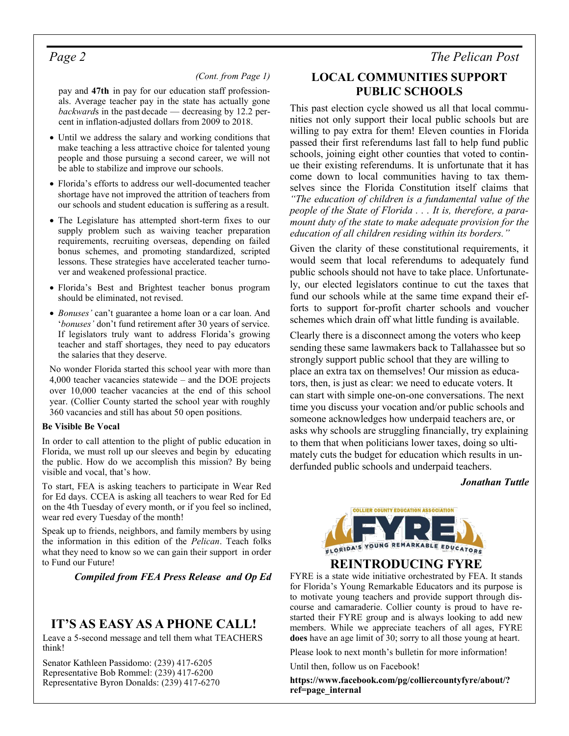*(Cont. from Page 1)*

pay and **47th** in pay for our education staff professionals. Average teacher pay in the state has actually gone *backward*s in the past decade — decreasing by 12.2 percent in inflation-adjusted dollars from 2009 to 2018.

- Until we address the salary and working conditions that make teaching a less attractive choice for talented young people and those pursuing a second career, we will not be able to stabilize and improve our schools.
- Florida's efforts to address our well-documented teacher shortage have not improved the attrition of teachers from our schools and student education is suffering as a result.
- The Legislature has attempted short-term fixes to our supply problem such as waiving teacher preparation requirements, recruiting overseas, depending on failed bonus schemes, and promoting standardized, scripted lessons. These strategies have accelerated teacher turnover and weakened professional practice.
- Florida's Best and Brightest teacher bonus program should be eliminated, not revised.
- *Bonuses'* can't guarantee a home loan or a car loan. And '*bonuses'* don't fund retirement after 30 years of service. If legislators truly want to address Florida's growing teacher and staff shortages, they need to pay educators the salaries that they deserve.

No wonder Florida started this school year with more than 4,000 teacher vacancies statewide – and the DOE projects over 10,000 teacher vacancies at the end of this school year. (Collier County started the school year with roughly 360 vacancies and still has about 50 open positions.

**Be Visible Be Vocal**

In order to call attention to the plight of public education in Florida, we must roll up our sleeves and begin by educating the public. How do we accomplish this mission? By being visible and vocal, that's how.

To start, FEA is asking teachers to participate in Wear Red for Ed days. CCEA is asking all teachers to wear Red for Ed on the 4th Tuesday of every month, or if you feel so inclined, wear red every Tuesday of the month!

Speak up to friends, neighbors, and family members by using the information in this edition of the *Pelican*. Teach folks what they need to know so we can gain their support in order to Fund our Future!

***Compiled from FEA Press Release and Op Ed***

## IT'S AS EASY AS A PHONE CALL!

Leave a 5-second message and tell them what TEACHERS think!

Senator Kathleen Passidomo: (239) 417-6205
Representative Bob Rommel: (239) 417-6200
Representative Byron Donalds: (239) 417-6270

## LOCAL COMMUNITIES SUPPORT PUBLIC SCHOOLS

This past election cycle showed us all that local communities not only support their local public schools but are willing to pay extra for them! Eleven counties in Florida passed their first referendums last fall to help fund public schools, joining eight other counties that voted to continue their existing referendums. It is unfortunate that it has come down to local communities having to tax themselves since the Florida Constitution itself claims that *"The education of children is a fundamental value of the people of the State of Florida . . . It is, therefore, a paramount duty of the state to make adequate provision for the education of all children residing within its borders."*

Given the clarity of these constitutional requirements, it would seem that local referendums to adequately fund public schools should not have to take place. Unfortunately, our elected legislators continue to cut the taxes that fund our schools while at the same time expand their efforts to support for-profit charter schools and voucher schemes which drain off what little funding is available.

Clearly there is a disconnect among the voters who keep sending these same lawmakers back to Tallahassee but so strongly support public school that they are willing to place an extra tax on themselves! Our mission as educators, then, is just as clear: we need to educate voters. It can start with simple one-on-one conversations. The next time you discuss your vocation and/or public schools and someone acknowledges how underpaid teachers are, or asks why schools are struggling financially, try explaining to them that when politicians lower taxes, doing so ultimately cuts the budget for education which results in underfunded public schools and underpaid teachers.

***Jonathan Tuttle***

COLLIER COUNTY EDUCATION ASSOCIATION FYRE FLORIDA'S YOUNG REMARKABLE EDUCATORS

## REINTRODUCING FYRE

FYRE is a state wide initiative orchestrated by FEA. It stands for Florida's Young Remarkable Educators and its purpose is to motivate young teachers and provide support through discourse and camaraderie. Collier county is proud to have restarted their FYRE group and is always looking to add new members. While we appreciate teachers of all ages, FYRE **does** have an age limit of 30; sorry to all those young at heart.

Please look to next month's bulletin for more information!

Until then, follow us on Facebook!

**https://www.facebook.com/pg/colliercountyfyre/about/?ref=page_internal**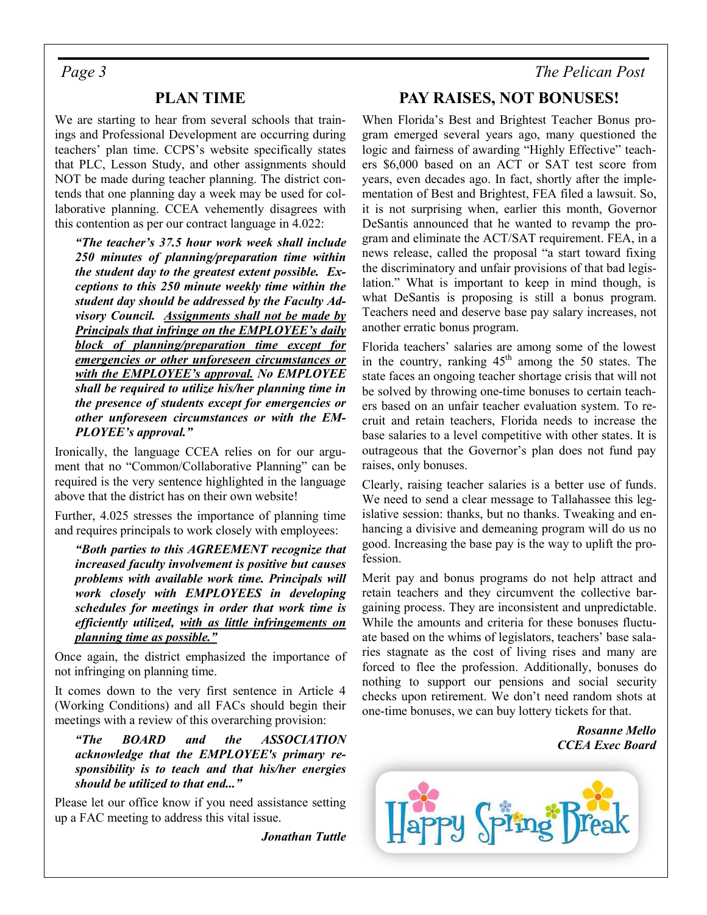## PLAN TIME

We are starting to hear from several schools that trainings and Professional Development are occurring during teachers' plan time. CCPS's website specifically states that PLC, Lesson Study, and other assignments should NOT be made during teacher planning. The district contends that one planning day a week may be used for collaborative planning. CCEA vehemently disagrees with this contention as per our contract language in 4.022:

> ***"The teacher's 37.5 hour work week shall include 250 minutes of planning/preparation time within the student day to the greatest extent possible. Exceptions to this 250 minute weekly time within the student day should be addressed by the Faculty Advisory Council. <u>Assignments shall not be made by Principals that infringe on the EMPLOYEE's daily block of planning/preparation time except for emergencies or other unforeseen circumstances or with the EMPLOYEE's approval.</u> No EMPLOYEE shall be required to utilize his/her planning time in the presence of students except for emergencies or other unforeseen circumstances or with the EMPLOYEE's approval."***

Ironically, the language CCEA relies on for our argument that no "Common/Collaborative Planning" can be required is the very sentence highlighted in the language above that the district has on their own website!

Further, 4.025 stresses the importance of planning time and requires principals to work closely with employees:

> ***"Both parties to this AGREEMENT recognize that increased faculty involvement is positive but causes problems with available work time. Principals will work closely with EMPLOYEES in developing schedules for meetings in order that work time is efficiently utilized, <u>with as little infringements on planning time as possible."</u>***

Once again, the district emphasized the importance of not infringing on planning time.

It comes down to the very first sentence in Article 4 (Working Conditions) and all FACs should begin their meetings with a review of this overarching provision:

> ***"The BOARD and the ASSOCIATION acknowledge that the EMPLOYEE's primary responsibility is to teach and that his/her energies should be utilized to that end..."***

Please let our office know if you need assistance setting up a FAC meeting to address this vital issue.

***Jonathan Tuttle***

## PAY RAISES, NOT BONUSES!

When Florida's Best and Brightest Teacher Bonus program emerged several years ago, many questioned the logic and fairness of awarding "Highly Effective" teachers $6,000 based on an ACT or SAT test score from years, even decades ago. In fact, shortly after the implementation of Best and Brightest, FEA filed a lawsuit. So, it is not surprising when, earlier this month, Governor DeSantis announced that he wanted to revamp the program and eliminate the ACT/SAT requirement. FEA, in a news release, called the proposal "a start toward fixing the discriminatory and unfair provisions of that bad legislation." What is important to keep in mind though, is what DeSantis is proposing is still a bonus program. Teachers need and deserve base pay salary increases, not another erratic bonus program.

Florida teachers' salaries are among some of the lowest in the country, ranking 45th among the 50 states. The state faces an ongoing teacher shortage crisis that will not be solved by throwing one-time bonuses to certain teachers based on an unfair teacher evaluation system. To recruit and retain teachers, Florida needs to increase the base salaries to a level competitive with other states. It is outrageous that the Governor's plan does not fund pay raises, only bonuses.

Clearly, raising teacher salaries is a better use of funds. We need to send a clear message to Tallahassee this legislative session: thanks, but no thanks. Tweaking and enhancing a divisive and demeaning program will do us no good. Increasing the base pay is the way to uplift the profession.

Merit pay and bonus programs do not help attract and retain teachers and they circumvent the collective bargaining process. They are inconsistent and unpredictable. While the amounts and criteria for these bonuses fluctuate based on the whims of legislators, teachers' base salaries stagnate as the cost of living rises and many are forced to flee the profession. Additionally, bonuses do nothing to support our pensions and social security checks upon retirement. We don't need random shots at one-time bonuses, we can buy lottery tickets for that.

***Rosanne Mello***
***CCEA Exec Board***

Happy Spring Break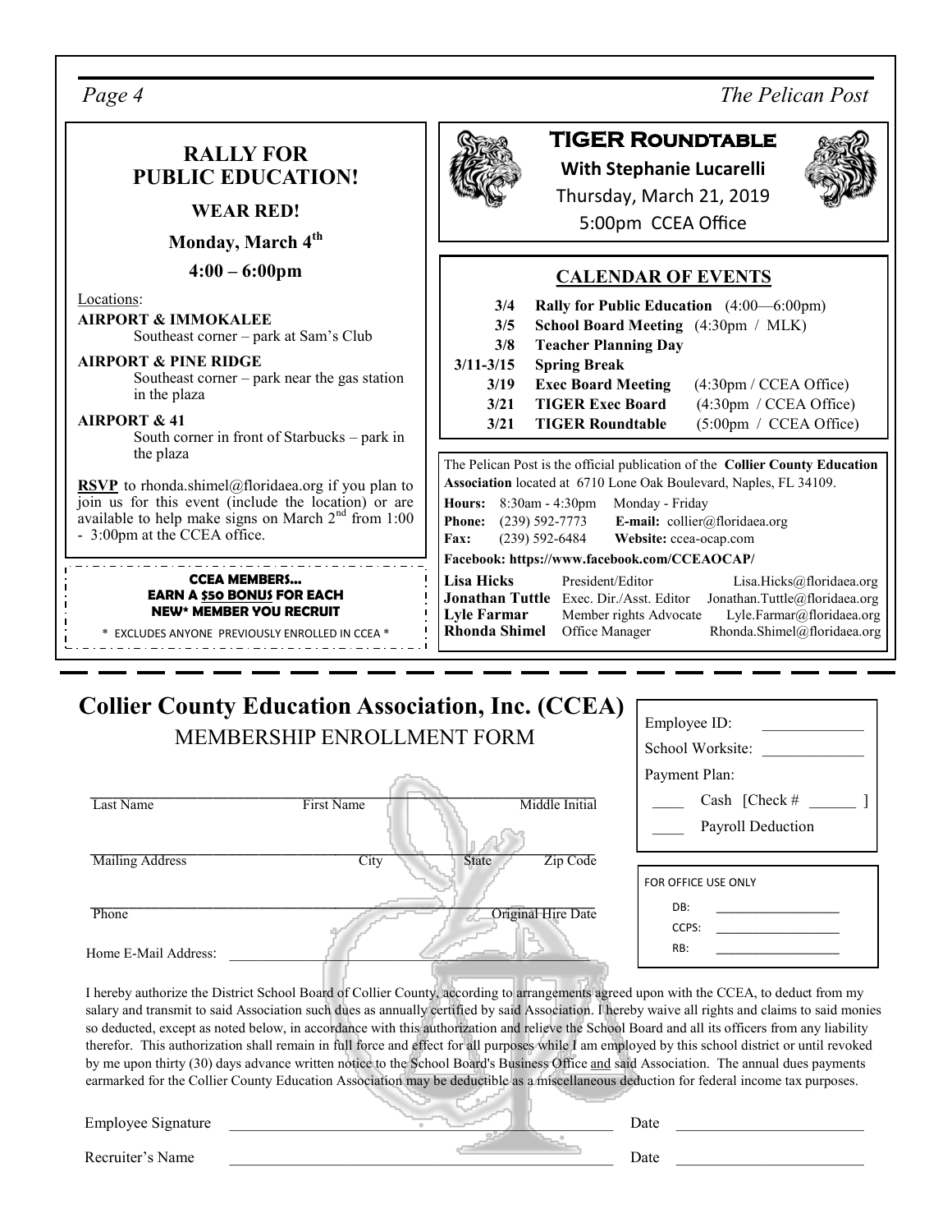## RALLY FOR PUBLIC EDUCATION!

**WEAR RED!**

**Monday, March 4th**

**4:00 – 6:00pm**

Locations:

**AIRPORT & IMMOKALEE**
Southeast corner – park at Sam's Club

**AIRPORT & PINE RIDGE**
Southeast corner – park near the gas station in the plaza

**AIRPORT & 41**
South corner in front of Starbucks – park in the plaza

**RSVP** to rhonda.shimel@floridaea.org if you plan to join us for this event (include the location) or are available to help make signs on March 2nd from 1:00 - 3:00pm at the CCEA office.

**CCEA MEMBERS...**
**EARN A $50 BONUS FOR EACH NEW* MEMBER YOU RECRUIT**

* EXCLUDES ANYONE PREVIOUSLY ENROLLED IN CCEA *

## TIGER Roundtable

**With Stephanie Lucarelli**

Thursday, March 21, 2019

5:00pm CCEA Office

## CALENDAR OF EVENTS

| | | |
|---|---|---|
| 3/4 | **Rally for Public Education** | (4:00—6:00pm) |
| 3/5 | **School Board Meeting** | (4:30pm / MLK) |
| 3/8 | **Teacher Planning Day** | |
| 3/11-3/15 | **Spring Break** | |
| 3/19 | **Exec Board Meeting** | (4:30pm / CCEA Office) |
| 3/21 | **TIGER Exec Board** | (4:30pm / CCEA Office) |
| 3/21 | **TIGER Roundtable** | (5:00pm / CCEA Office) |

The Pelican Post is the official publication of the **Collier County Education Association** located at 6710 Lone Oak Boulevard, Naples, FL 34109.

**Hours:** 8:30am - 4:30pm Monday - Friday
**Phone:** (239) 592-7773 **E-mail:** collier@floridaea.org
**Fax:** (239) 592-6484 **Website:** ccea-ocap.com
**Facebook: https://www.facebook.com/CCEAOCAP/**

| | | |
|---|---|---|
| **Lisa Hicks** | President/Editor | Lisa.Hicks@floridaea.org |
| **Jonathan Tuttle** | Exec. Dir./Asst. Editor | Jonathan.Tuttle@floridaea.org |
| **Lyle Farmar** | Member rights Advocate | Lyle.Farmar@floridaea.org |
| **Rhonda Shimel** | Office Manager | Rhonda.Shimel@floridaea.org |

## Collier County Education Association, Inc. (CCEA)

MEMBERSHIP ENROLLMENT FORM

Employee ID: ____________

School Worksite: ____________

Payment Plan:

____ Cash [Check # ______ ]

____ Payroll Deduction

FOR OFFICE USE ONLY

DB: ________________

CCPS: ________________

RB: ________________

______________________________________________
Last Name First Name Middle Initial

______________________________________________
Mailing Address City State Zip Code

______________________________________________
Phone Original Hire Date

Home E-Mail Address: ______________________________

I hereby authorize the District School Board of Collier County, according to arrangements agreed upon with the CCEA, to deduct from my salary and transmit to said Association such dues as annually certified by said Association. I hereby waive all rights and claims to said monies so deducted, except as noted below, in accordance with this authorization and relieve the School Board and all its officers from any liability therefor. This authorization shall remain in full force and effect for all purposes while I am employed by this school district or until revoked by me upon thirty (30) days advance written notice to the School Board's Business Office and said Association. The annual dues payments earmarked for the Collier County Education Association may be deductible as a miscellaneous deduction for federal income tax purposes.

Employee Signature ______________________________ Date ________________

Recruiter's Name ______________________________ Date ________________